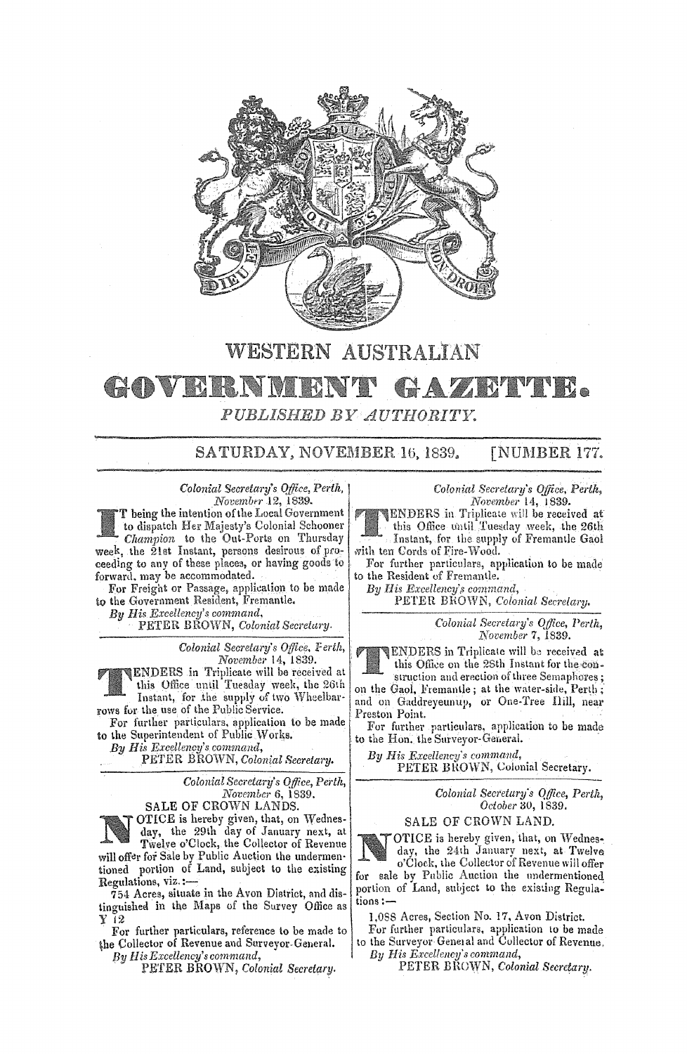# WESTERN AUSTRALIAN

# GOVERNMENT GAZETTE.

*PUBLISHED BY AUTHORITY.*

SATURDAY, NOVEMBER 16, 1839. [NUMBER 177.

---

*Colonial Secretary's Office, Perth,*
*November 12, 1839.*

IT being the intention of the Local Government to dispatch Her Majesty's Colonial Schooner *Champion* to the Out-Ports on Thursday week, the 21st Instant, persons desirous of proceeding to any of these places, or having goods to forward, may be accommodated.

For Freight or Passage, application to be made to the Government Resident, Fremantle.

*By His Excellency's command,*
PETER BROWN, *Colonial Secretary.*

---

*Colonial Secretary's Office, Perth,*
*November 14, 1839.*

TENDERS in Triplicate will be received at this Office until Tuesday week, the 26th Instant, for the supply of two Wheelbarrows for the use of the Public Service.

For further particulars, application to be made to the Superintendent of Public Works.

*By His Excellency's command,*
PETER BROWN, *Colonial Secretary.*

---

*Colonial Secretary's Office, Perth,*
*November 6, 1839.*

SALE OF CROWN LANDS.

NOTICE is hereby given, that, on Wednesday, the 29th day of January next, at Twelve o'Clock, the Collector of Revenue will offer for Sale by Public Auction the undermentioned portion of Land, subject to the existing Regulations, viz.:—

754 Acres, situate in the Avon District, and distinguished in the Maps of the Survey Office as Y 12

For further particulars, reference to be made to the Collector of Revenue and Surveyor-General.

*By His Excellency's command,*
PETER BROWN, *Colonial Secretary.*

---

*Colonial Secretary's Office, Perth,*
*November 14, 1839.*

TENDERS in Triplicate will be received at this Office until Tuesday week, the 26th Instant, for the supply of Fremantle Gaol with ten Cords of Fire-Wood.

For further particulars, application to be made to the Resident of Fremantle.

*By His Excellency's command,*
PETER BROWN, *Colonial Secretary.*

---

*Colonial Secretary's Office, Perth,*
*November 7, 1839.*

TENDERS in Triplicate will be received at this Office on the 28th Instant for the construction and erection of three Semaphores; on the Gaol, Fremantle; at the water-side, Perth; and on Gaddreyeunup, or One-Tree Hill, near Preston Point.

For further particulars, application to be made to the Hon. the Surveyor-General.

*By His Excellency's command,*
PETER BROWN, Colonial Secretary.

---

*Colonial Secretary's Office, Perth,*
*October 30, 1839.*

SALE OF CROWN LAND.

NOTICE is hereby given, that, on Wednesday, the 24th January next, at Twelve o'Clock, the Collector of Revenue will offer for sale by Public Auction the undermentioned portion of Land, subject to the existing Regulations:—

1,088 Acres, Section No. 17, Avon District.

For further particulars, application to be made to the Surveyor-General and Collector of Revenue.

*By His Excellency's command,*
PETER BROWN, *Colonial Secretary.*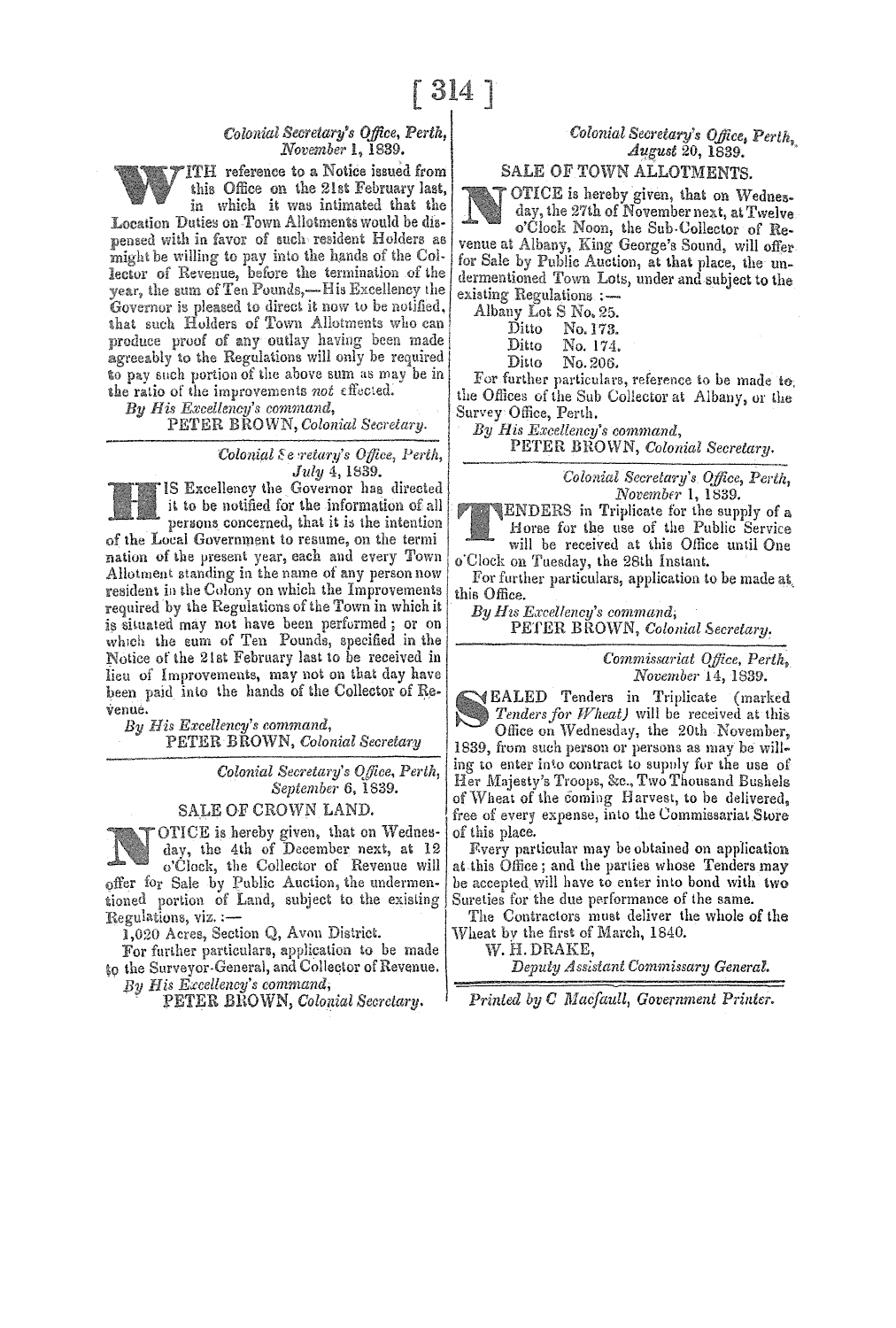*Colonial Secretary's Office, Perth, November 1, 1839.*

WITH reference to a Notice issued from this Office on the 21st February last, in which it was intimated that the Location Duties on Town Allotments would be dispensed with in favor of such resident Holders as might be willing to pay into the hands of the Collector of Revenue, before the termination of the year, the sum of Ten Pounds,—His Excellency the Governor is pleased to direct it now to be notified, that such Holders of Town Allotments who can produce proof of any outlay having been made agreeably to the Regulations will only be required to pay such portion of the above sum as may be in the ratio of the improvements *not* effected.

*By His Excellency's command,*
PETER BROWN, *Colonial Secretary.*

---

*Colonial Secretary's Office, Perth, July 4, 1839.*

HIS Excellency the Governor has directed it to be notified for the information of all persons concerned, that it is the intention of the Local Government to resume, on the termination of the present year, each and every Town Allotment standing in the name of any person now resident in the Colony on which the Improvements required by the Regulations of the Town in which it is situated may not have been performed; or on which the sum of Ten Pounds, specified in the Notice of the 21st February last to be received in lieu of Improvements, may not on that day have been paid into the hands of the Collector of Revenue.

*By His Excellency's command,*
PETER BROWN, *Colonial Secretary*

---

*Colonial Secretary's Office, Perth, September 6, 1839.*

## SALE OF CROWN LAND.

NOTICE is hereby given, that on Wednesday, the 4th of December next, at 12 o'Clock, the Collector of Revenue will offer for Sale by Public Auction, the undermentioned portion of Land, subject to the existing Regulations, viz.:—

1,020 Acres, Section Q, Avon District.

For further particulars, application to be made to the Surveyor-General, and Collector of Revenue.

*By His Excellency's command,*
PETER BROWN, *Colonial Secretary.*

---

*Colonial Secretary's Office, Perth, August 20, 1839.*

## SALE OF TOWN ALLOTMENTS.

NOTICE is hereby given, that on Wednesday, the 27th of November next, at Twelve o'Clock Noon, the Sub-Collector of Revenue at Albany, King George's Sound, will offer for Sale by Public Auction, at that place, the undermentioned Town Lots, under and subject to the existing Regulations:—

Albany Lot S No. 25.
Ditto No. 173.
Ditto No. 174.
Ditto No. 206.

For further particulars, reference to be made to the Offices of the Sub Collector at Albany, or the Survey Office, Perth.

*By His Excellency's command,*
PETER BROWN, *Colonial Secretary.*

---

*Colonial Secretary's Office, Perth, November 1, 1839.*

TENDERS in Triplicate for the supply of a Horse for the use of the Public Service will be received at this Office until One o'Clock on Tuesday, the 28th Instant.

For further particulars, application to be made at this Office.

*By His Excellency's command,*
PETER BROWN, *Colonial Secretary.*

---

*Commissariat Office, Perth, November 14, 1839.*

SEALED Tenders in Triplicate (marked *Tenders for Wheat*) will be received at this Office on Wednesday, the 20th November, 1839, from such person or persons as may be willing to enter into contract to supply for the use of Her Majesty's Troops, &c., Two Thousand Bushels of Wheat of the coming Harvest, to be delivered, free of every expense, into the Commissariat Store of this place.

Every particular may be obtained on application at this Office; and the parties whose Tenders may be accepted will have to enter into bond with two Sureties for the due performance of the same.

The Contractors must deliver the whole of the Wheat by the first of March, 1840.

W. H. DRAKE,
*Deputy Assistant Commissary General.*

---

*Printed by C Macfaull, Government Printer.*